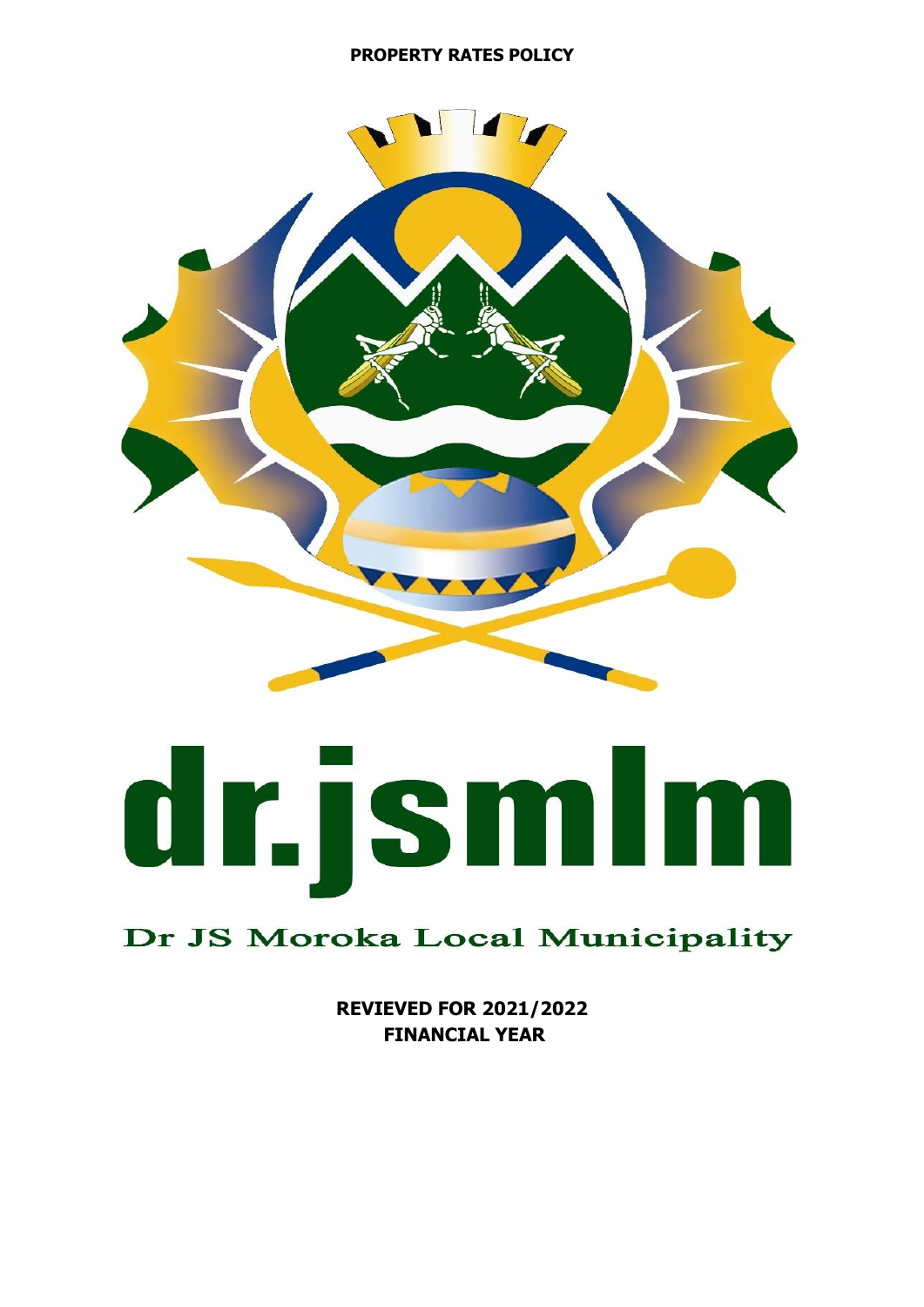# PROPERTY RATES POLICY

dr.jsmlm

Dr JS Moroka Local Municipality

**REVIEVED FOR 2021/2022**
**FINANCIAL YEAR**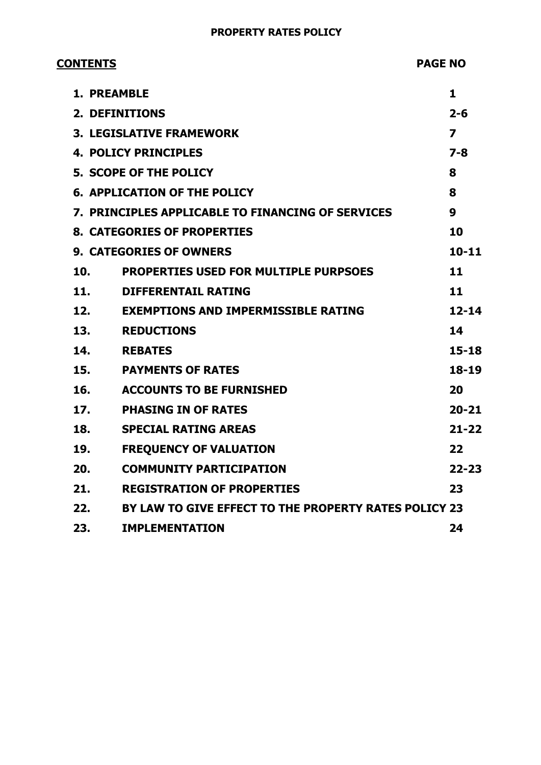**PROPERTY RATES POLICY**

| **CONTENTS** | **PAGE NO** |
|---|---|
| **1. PREAMBLE** | **1** |
| **2. DEFINITIONS** | **2-6** |
| **3. LEGISLATIVE FRAMEWORK** | **7** |
| **4. POLICY PRINCIPLES** | **7-8** |
| **5. SCOPE OF THE POLICY** | **8** |
| **6. APPLICATION OF THE POLICY** | **8** |
| **7. PRINCIPLES APPLICABLE TO FINANCING OF SERVICES** | **9** |
| **8. CATEGORIES OF PROPERTIES** | **10** |
| **9. CATEGORIES OF OWNERS** | **10-11** |
| **10. PROPERTIES USED FOR MULTIPLE PURPSOES** | **11** |
| **11. DIFFERENTAIL RATING** | **11** |
| **12. EXEMPTIONS AND IMPERMISSIBLE RATING** | **12-14** |
| **13. REDUCTIONS** | **14** |
| **14. REBATES** | **15-18** |
| **15. PAYMENTS OF RATES** | **18-19** |
| **16. ACCOUNTS TO BE FURNISHED** | **20** |
| **17. PHASING IN OF RATES** | **20-21** |
| **18. SPECIAL RATING AREAS** | **21-22** |
| **19. FREQUENCY OF VALUATION** | **22** |
| **20. COMMUNITY PARTICIPATION** | **22-23** |
| **21. REGISTRATION OF PROPERTIES** | **23** |
| **22. BY LAW TO GIVE EFFECT TO THE PROPERTY RATES POLICY** | **23** |
| **23. IMPLEMENTATION** | **24** |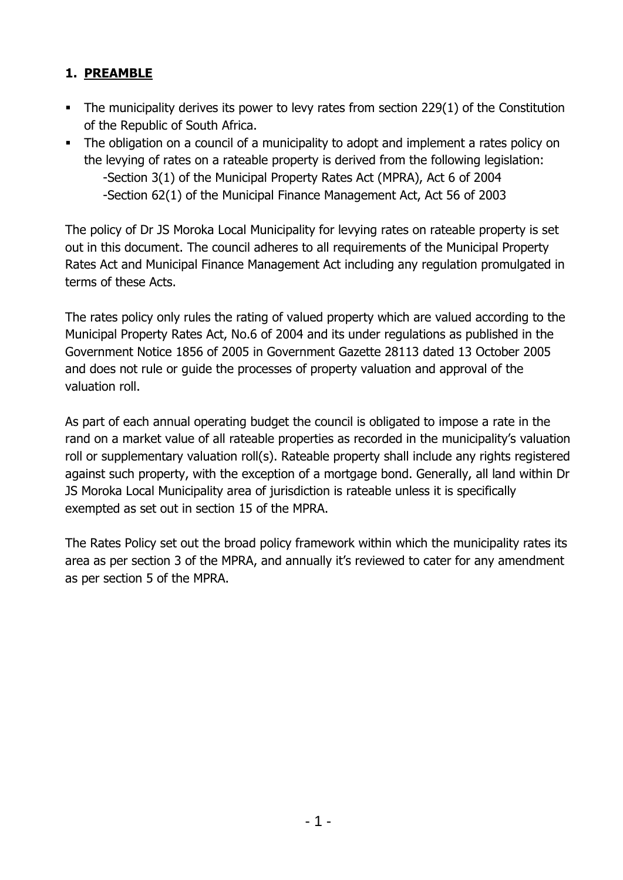## 1. PREAMBLE

- The municipality derives its power to levy rates from section 229(1) of the Constitution of the Republic of South Africa.
- The obligation on a council of a municipality to adopt and implement a rates policy on the levying of rates on a rateable property is derived from the following legislation:
  - -Section 3(1) of the Municipal Property Rates Act (MPRA), Act 6 of 2004
  - -Section 62(1) of the Municipal Finance Management Act, Act 56 of 2003

The policy of Dr JS Moroka Local Municipality for levying rates on rateable property is set out in this document. The council adheres to all requirements of the Municipal Property Rates Act and Municipal Finance Management Act including any regulation promulgated in terms of these Acts.

The rates policy only rules the rating of valued property which are valued according to the Municipal Property Rates Act, No.6 of 2004 and its under regulations as published in the Government Notice 1856 of 2005 in Government Gazette 28113 dated 13 October 2005 and does not rule or guide the processes of property valuation and approval of the valuation roll.

As part of each annual operating budget the council is obligated to impose a rate in the rand on a market value of all rateable properties as recorded in the municipality's valuation roll or supplementary valuation roll(s). Rateable property shall include any rights registered against such property, with the exception of a mortgage bond. Generally, all land within Dr JS Moroka Local Municipality area of jurisdiction is rateable unless it is specifically exempted as set out in section 15 of the MPRA.

The Rates Policy set out the broad policy framework within which the municipality rates its area as per section 3 of the MPRA, and annually it's reviewed to cater for any amendment as per section 5 of the MPRA.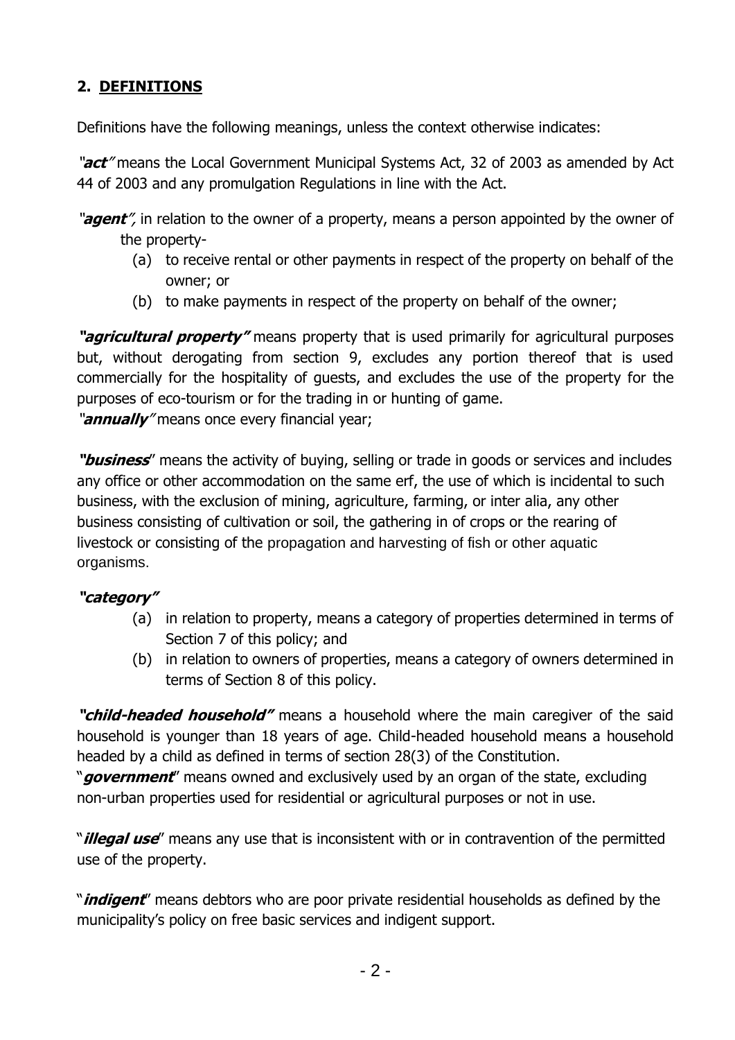## 2. DEFINITIONS

Definitions have the following meanings, unless the context otherwise indicates:

*"**act**"* means the Local Government Municipal Systems Act, 32 of 2003 as amended by Act 44 of 2003 and any promulgation Regulations in line with the Act.

*"**agent**"*, in relation to the owner of a property, means a person appointed by the owner of the property-

(a) to receive rental or other payments in respect of the property on behalf of the owner; or

(b) to make payments in respect of the property on behalf of the owner;

***"agricultural property"*** means property that is used primarily for agricultural purposes but, without derogating from section 9, excludes any portion thereof that is used commercially for the hospitality of guests, and excludes the use of the property for the purposes of eco-tourism or for the trading in or hunting of game.

*"**annually**"* means once every financial year;

***"business***" means the activity of buying, selling or trade in goods or services and includes any office or other accommodation on the same erf, the use of which is incidental to such business, with the exclusion of mining, agriculture, farming, or inter alia, any other business consisting of cultivation or soil, the gathering in of crops or the rearing of livestock or consisting of the propagation and harvesting of fish or other aquatic organisms.

***"category"***

(a) in relation to property, means a category of properties determined in terms of Section 7 of this policy; and

(b) in relation to owners of properties, means a category of owners determined in terms of Section 8 of this policy.

***"child-headed household"*** means a household where the main caregiver of the said household is younger than 18 years of age. Child-headed household means a household headed by a child as defined in terms of section 28(3) of the Constitution.

"***government***" means owned and exclusively used by an organ of the state, excluding non-urban properties used for residential or agricultural purposes or not in use.

"***illegal use***" means any use that is inconsistent with or in contravention of the permitted use of the property.

"***indigent***" means debtors who are poor private residential households as defined by the municipality's policy on free basic services and indigent support.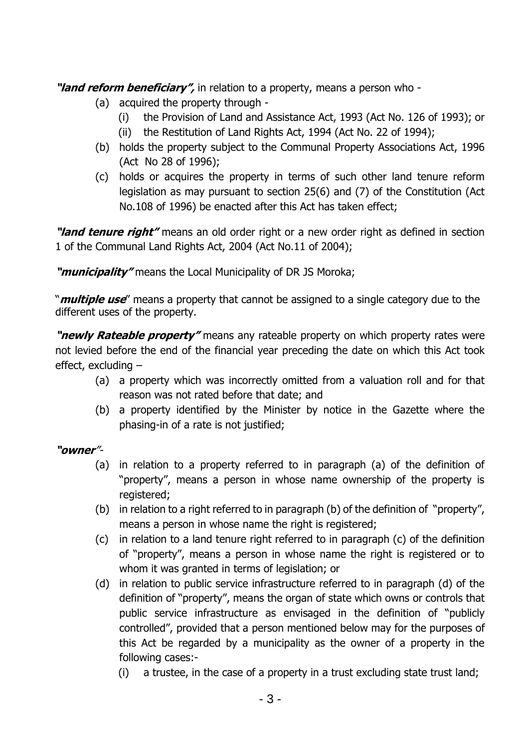***"land reform beneficiary",*** in relation to a property, means a person who -

- (a) acquired the property through -
  - (i) the Provision of Land and Assistance Act, 1993 (Act No. 126 of 1993); or
  - (ii) the Restitution of Land Rights Act, 1994 (Act No. 22 of 1994);
- (b) holds the property subject to the Communal Property Associations Act, 1996 (Act No 28 of 1996);
- (c) holds or acquires the property in terms of such other land tenure reform legislation as may pursuant to section 25(6) and (7) of the Constitution (Act No.108 of 1996) be enacted after this Act has taken effect;

***"land tenure right"*** means an old order right or a new order right as defined in section 1 of the Communal Land Rights Act, 2004 (Act No.11 of 2004);

***"municipality"*** means the Local Municipality of DR JS Moroka;

"***multiple use***" means a property that cannot be assigned to a single category due to the different uses of the property.

***"newly Rateable property"*** means any rateable property on which property rates were not levied before the end of the financial year preceding the date on which this Act took effect, excluding –

- (a) a property which was incorrectly omitted from a valuation roll and for that reason was not rated before that date; and
- (b) a property identified by the Minister by notice in the Gazette where the phasing-in of a rate is not justified;

***"owner"***-

- (a) in relation to a property referred to in paragraph (a) of the definition of "property", means a person in whose name ownership of the property is registered;
- (b) in relation to a right referred to in paragraph (b) of the definition of "property", means a person in whose name the right is registered;
- (c) in relation to a land tenure right referred to in paragraph (c) of the definition of "property", means a person in whose name the right is registered or to whom it was granted in terms of legislation; or
- (d) in relation to public service infrastructure referred to in paragraph (d) of the definition of "property", means the organ of state which owns or controls that public service infrastructure as envisaged in the definition of "publicly controlled", provided that a person mentioned below may for the purposes of this Act be regarded by a municipality as the owner of a property in the following cases:-
  - (i) a trustee, in the case of a property in a trust excluding state trust land;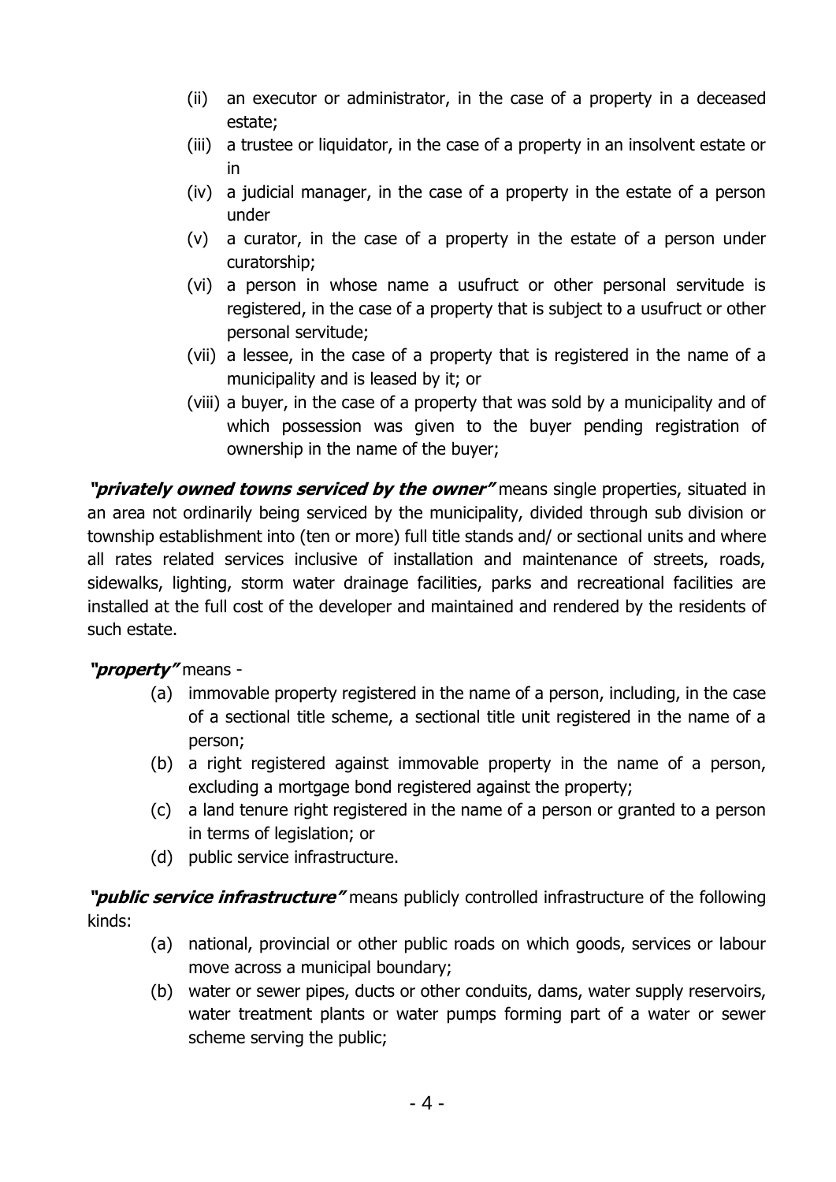(ii) an executor or administrator, in the case of a property in a deceased estate;
(iii) a trustee or liquidator, in the case of a property in an insolvent estate or in
(iv) a judicial manager, in the case of a property in the estate of a person under
(v) a curator, in the case of a property in the estate of a person under curatorship;
(vi) a person in whose name a usufruct or other personal servitude is registered, in the case of a property that is subject to a usufruct or other personal servitude;
(vii) a lessee, in the case of a property that is registered in the name of a municipality and is leased by it; or
(viii) a buyer, in the case of a property that was sold by a municipality and of which possession was given to the buyer pending registration of ownership in the name of the buyer;

***"privately owned towns serviced by the owner"*** means single properties, situated in an area not ordinarily being serviced by the municipality, divided through sub division or township establishment into (ten or more) full title stands and/ or sectional units and where all rates related services inclusive of installation and maintenance of streets, roads, sidewalks, lighting, storm water drainage facilities, parks and recreational facilities are installed at the full cost of the developer and maintained and rendered by the residents of such estate.

***"property"*** means -

(a) immovable property registered in the name of a person, including, in the case of a sectional title scheme, a sectional title unit registered in the name of a person;
(b) a right registered against immovable property in the name of a person, excluding a mortgage bond registered against the property;
(c) a land tenure right registered in the name of a person or granted to a person in terms of legislation; or
(d) public service infrastructure.

***"public service infrastructure"*** means publicly controlled infrastructure of the following kinds:

(a) national, provincial or other public roads on which goods, services or labour move across a municipal boundary;
(b) water or sewer pipes, ducts or other conduits, dams, water supply reservoirs, water treatment plants or water pumps forming part of a water or sewer scheme serving the public;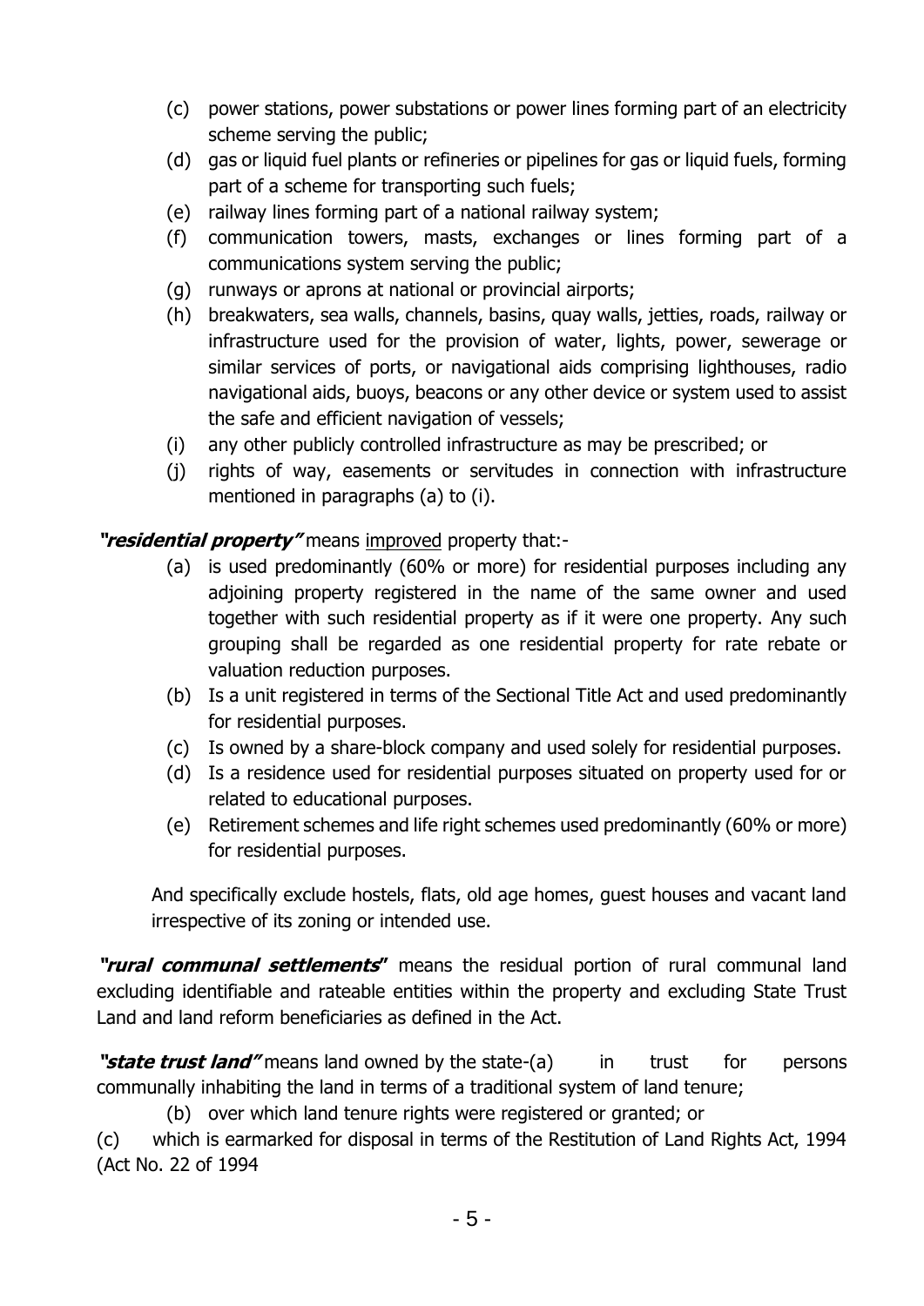(c) power stations, power substations or power lines forming part of an electricity scheme serving the public;
(d) gas or liquid fuel plants or refineries or pipelines for gas or liquid fuels, forming part of a scheme for transporting such fuels;
(e) railway lines forming part of a national railway system;
(f) communication towers, masts, exchanges or lines forming part of a communications system serving the public;
(g) runways or aprons at national or provincial airports;
(h) breakwaters, sea walls, channels, basins, quay walls, jetties, roads, railway or infrastructure used for the provision of water, lights, power, sewerage or similar services of ports, or navigational aids comprising lighthouses, radio navigational aids, buoys, beacons or any other device or system used to assist the safe and efficient navigation of vessels;
(i) any other publicly controlled infrastructure as may be prescribed; or
(j) rights of way, easements or servitudes in connection with infrastructure mentioned in paragraphs (a) to (i).

***"residential property"*** means <u>improved</u> property that:-

(a) is used predominantly (60% or more) for residential purposes including any adjoining property registered in the name of the same owner and used together with such residential property as if it were one property. Any such grouping shall be regarded as one residential property for rate rebate or valuation reduction purposes.
(b) Is a unit registered in terms of the Sectional Title Act and used predominantly for residential purposes.
(c) Is owned by a share-block company and used solely for residential purposes.
(d) Is a residence used for residential purposes situated on property used for or related to educational purposes.
(e) Retirement schemes and life right schemes used predominantly (60% or more) for residential purposes.

And specifically exclude hostels, flats, old age homes, guest houses and vacant land irrespective of its zoning or intended use.

***"rural communal settlements*"** means the residual portion of rural communal land excluding identifiable and rateable entities within the property and excluding State Trust Land and land reform beneficiaries as defined in the Act.

***"state trust land"*** means land owned by the state-(a) in trust for persons communally inhabiting the land in terms of a traditional system of land tenure;

(b) over which land tenure rights were registered or granted; or

(c) which is earmarked for disposal in terms of the Restitution of Land Rights Act, 1994 (Act No. 22 of 1994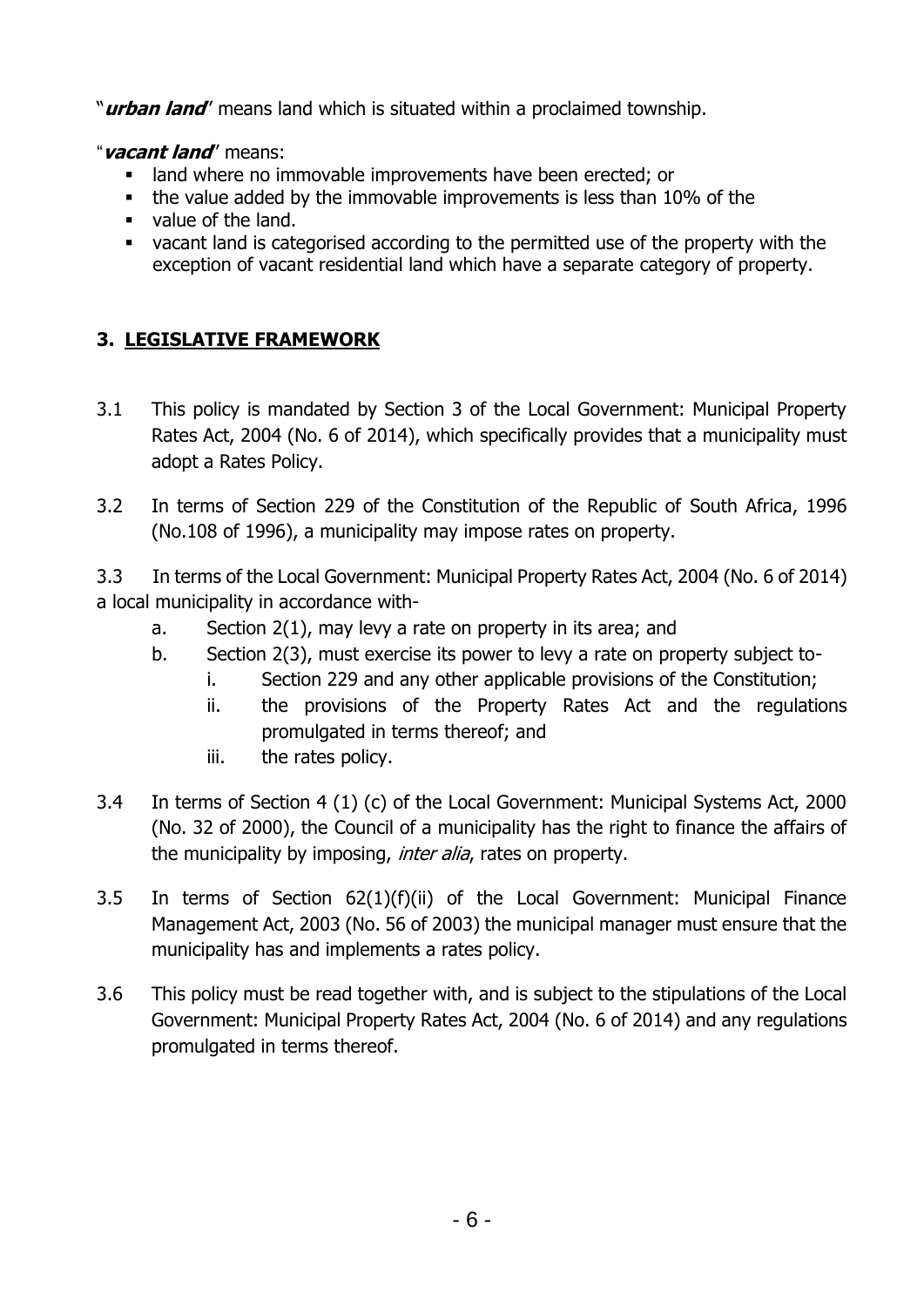"***urban land***" means land which is situated within a proclaimed township.

"***vacant land***" means:

- land where no immovable improvements have been erected; or
- the value added by the immovable improvements is less than 10% of the
- value of the land.
- vacant land is categorised according to the permitted use of the property with the exception of vacant residential land which have a separate category of property.

## 3. LEGISLATIVE FRAMEWORK

3.1 This policy is mandated by Section 3 of the Local Government: Municipal Property Rates Act, 2004 (No. 6 of 2014), which specifically provides that a municipality must adopt a Rates Policy.

3.2 In terms of Section 229 of the Constitution of the Republic of South Africa, 1996 (No.108 of 1996), a municipality may impose rates on property.

3.3 In terms of the Local Government: Municipal Property Rates Act, 2004 (No. 6 of 2014) a local municipality in accordance with-

a. Section 2(1), may levy a rate on property in its area; and

b. Section 2(3), must exercise its power to levy a rate on property subject to-

   i. Section 229 and any other applicable provisions of the Constitution;

   ii. the provisions of the Property Rates Act and the regulations promulgated in terms thereof; and

   iii. the rates policy.

3.4 In terms of Section 4 (1) (c) of the Local Government: Municipal Systems Act, 2000 (No. 32 of 2000), the Council of a municipality has the right to finance the affairs of the municipality by imposing, *inter alia*, rates on property.

3.5 In terms of Section 62(1)(f)(ii) of the Local Government: Municipal Finance Management Act, 2003 (No. 56 of 2003) the municipal manager must ensure that the municipality has and implements a rates policy.

3.6 This policy must be read together with, and is subject to the stipulations of the Local Government: Municipal Property Rates Act, 2004 (No. 6 of 2014) and any regulations promulgated in terms thereof.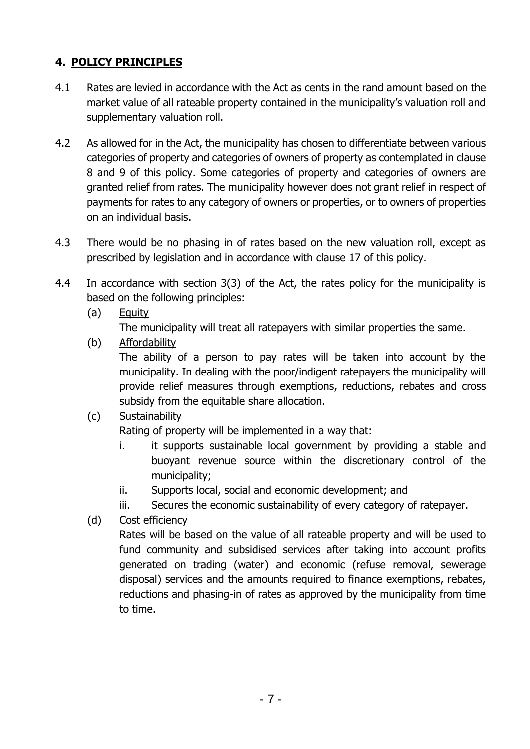## 4. POLICY PRINCIPLES

4.1 Rates are levied in accordance with the Act as cents in the rand amount based on the market value of all rateable property contained in the municipality's valuation roll and supplementary valuation roll.

4.2 As allowed for in the Act, the municipality has chosen to differentiate between various categories of property and categories of owners of property as contemplated in clause 8 and 9 of this policy. Some categories of property and categories of owners are granted relief from rates. The municipality however does not grant relief in respect of payments for rates to any category of owners or properties, or to owners of properties on an individual basis.

4.3 There would be no phasing in of rates based on the new valuation roll, except as prescribed by legislation and in accordance with clause 17 of this policy.

4.4 In accordance with section 3(3) of the Act, the rates policy for the municipality is based on the following principles:

(a) Equity

The municipality will treat all ratepayers with similar properties the same.

(b) Affordability

The ability of a person to pay rates will be taken into account by the municipality. In dealing with the poor/indigent ratepayers the municipality will provide relief measures through exemptions, reductions, rebates and cross subsidy from the equitable share allocation.

(c) Sustainability

Rating of property will be implemented in a way that:

i. it supports sustainable local government by providing a stable and buoyant revenue source within the discretionary control of the municipality;
ii. Supports local, social and economic development; and
iii. Secures the economic sustainability of every category of ratepayer.

(d) Cost efficiency

Rates will be based on the value of all rateable property and will be used to fund community and subsidised services after taking into account profits generated on trading (water) and economic (refuse removal, sewerage disposal) services and the amounts required to finance exemptions, rebates, reductions and phasing-in of rates as approved by the municipality from time to time.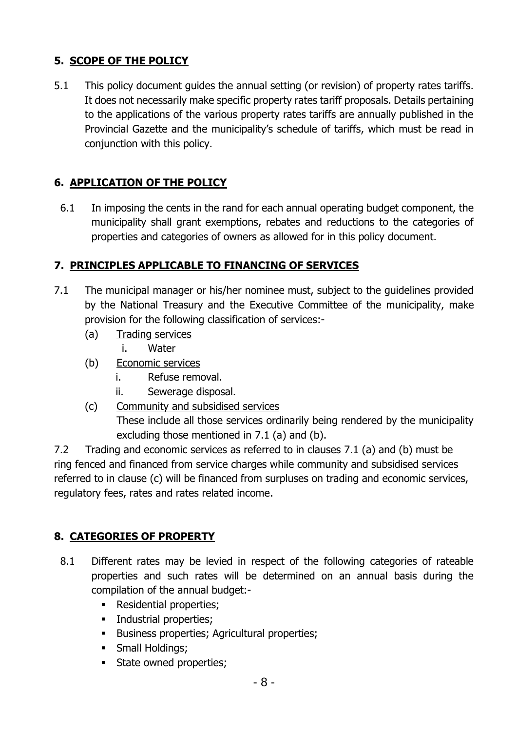## 5. SCOPE OF THE POLICY

5.1 This policy document guides the annual setting (or revision) of property rates tariffs. It does not necessarily make specific property rates tariff proposals. Details pertaining to the applications of the various property rates tariffs are annually published in the Provincial Gazette and the municipality's schedule of tariffs, which must be read in conjunction with this policy.

## 6. APPLICATION OF THE POLICY

6.1 In imposing the cents in the rand for each annual operating budget component, the municipality shall grant exemptions, rebates and reductions to the categories of properties and categories of owners as allowed for in this policy document.

## 7. PRINCIPLES APPLICABLE TO FINANCING OF SERVICES

7.1 The municipal manager or his/her nominee must, subject to the guidelines provided by the National Treasury and the Executive Committee of the municipality, make provision for the following classification of services:-

(a) Trading services
  i. Water

(b) Economic services
  i. Refuse removal.
  ii. Sewerage disposal.

(c) Community and subsidised services
These include all those services ordinarily being rendered by the municipality excluding those mentioned in 7.1 (a) and (b).

7.2 Trading and economic services as referred to in clauses 7.1 (a) and (b) must be ring fenced and financed from service charges while community and subsidised services referred to in clause (c) will be financed from surpluses on trading and economic services, regulatory fees, rates and rates related income.

## 8. CATEGORIES OF PROPERTY

8.1 Different rates may be levied in respect of the following categories of rateable properties and such rates will be determined on an annual basis during the compilation of the annual budget:-

- Residential properties;
- Industrial properties;
- Business properties; Agricultural properties;
- Small Holdings;
- State owned properties;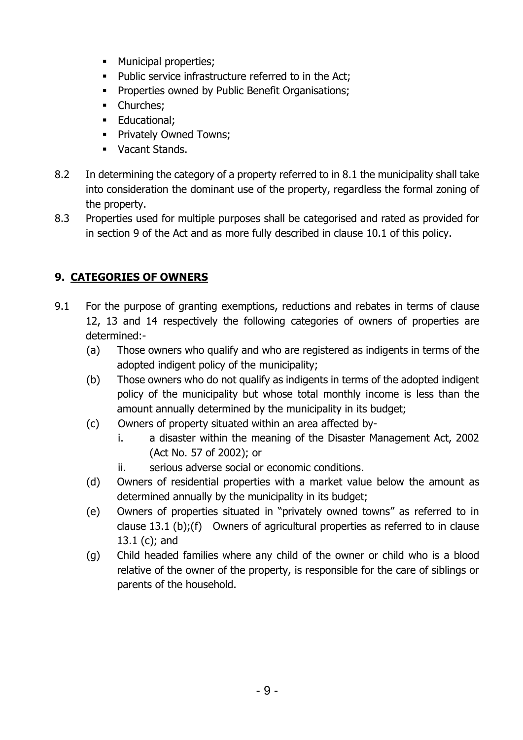- Municipal properties;
- Public service infrastructure referred to in the Act;
- Properties owned by Public Benefit Organisations;
- Churches;
- Educational;
- Privately Owned Towns;
- Vacant Stands.

8.2 In determining the category of a property referred to in 8.1 the municipality shall take into consideration the dominant use of the property, regardless the formal zoning of the property.

8.3 Properties used for multiple purposes shall be categorised and rated as provided for in section 9 of the Act and as more fully described in clause 10.1 of this policy.

## 9. CATEGORIES OF OWNERS

9.1 For the purpose of granting exemptions, reductions and rebates in terms of clause 12, 13 and 14 respectively the following categories of owners of properties are determined:-

(a) Those owners who qualify and who are registered as indigents in terms of the adopted indigent policy of the municipality;

(b) Those owners who do not qualify as indigents in terms of the adopted indigent policy of the municipality but whose total monthly income is less than the amount annually determined by the municipality in its budget;

(c) Owners of property situated within an area affected by-

i. a disaster within the meaning of the Disaster Management Act, 2002 (Act No. 57 of 2002); or

ii. serious adverse social or economic conditions.

(d) Owners of residential properties with a market value below the amount as determined annually by the municipality in its budget;

(e) Owners of properties situated in "privately owned towns" as referred to in clause 13.1 (b);(f) Owners of agricultural properties as referred to in clause 13.1 (c); and

(g) Child headed families where any child of the owner or child who is a blood relative of the owner of the property, is responsible for the care of siblings or parents of the household.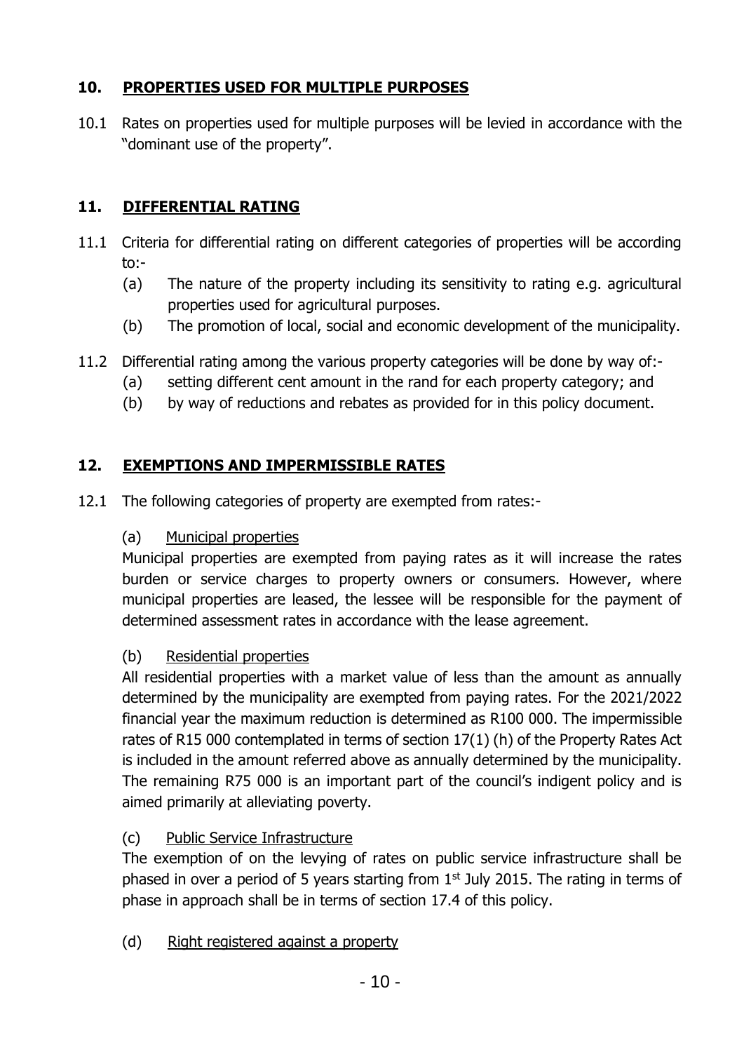## 10. PROPERTIES USED FOR MULTIPLE PURPOSES

10.1 Rates on properties used for multiple purposes will be levied in accordance with the "dominant use of the property".

## 11. DIFFERENTIAL RATING

11.1 Criteria for differential rating on different categories of properties will be according to:-

- (a) The nature of the property including its sensitivity to rating e.g. agricultural properties used for agricultural purposes.
- (b) The promotion of local, social and economic development of the municipality.

11.2 Differential rating among the various property categories will be done by way of:-

- (a) setting different cent amount in the rand for each property category; and
- (b) by way of reductions and rebates as provided for in this policy document.

## 12. EXEMPTIONS AND IMPERMISSIBLE RATES

12.1 The following categories of property are exempted from rates:-

(a) Municipal properties

Municipal properties are exempted from paying rates as it will increase the rates burden or service charges to property owners or consumers. However, where municipal properties are leased, the lessee will be responsible for the payment of determined assessment rates in accordance with the lease agreement.

(b) Residential properties

All residential properties with a market value of less than the amount as annually determined by the municipality are exempted from paying rates. For the 2021/2022 financial year the maximum reduction is determined as R100 000. The impermissible rates of R15 000 contemplated in terms of section 17(1) (h) of the Property Rates Act is included in the amount referred above as annually determined by the municipality. The remaining R75 000 is an important part of the council's indigent policy and is aimed primarily at alleviating poverty.

(c) Public Service Infrastructure

The exemption of on the levying of rates on public service infrastructure shall be phased in over a period of 5 years starting from 1st July 2015. The rating in terms of phase in approach shall be in terms of section 17.4 of this policy.

(d) Right registered against a property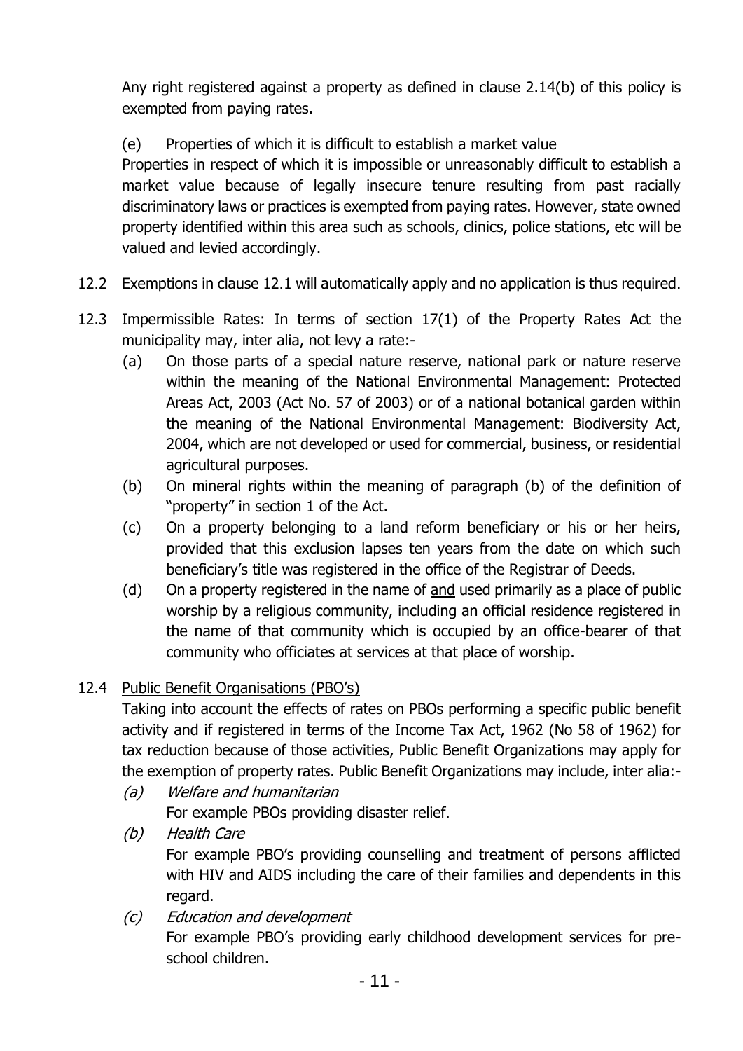Any right registered against a property as defined in clause 2.14(b) of this policy is exempted from paying rates.

(e) <u>Properties of which it is difficult to establish a market value</u>

Properties in respect of which it is impossible or unreasonably difficult to establish a market value because of legally insecure tenure resulting from past racially discriminatory laws or practices is exempted from paying rates. However, state owned property identified within this area such as schools, clinics, police stations, etc will be valued and levied accordingly.

12.2 Exemptions in clause 12.1 will automatically apply and no application is thus required.

12.3 <u>Impermissible Rates:</u> In terms of section 17(1) of the Property Rates Act the municipality may, inter alia, not levy a rate:-

- (a) On those parts of a special nature reserve, national park or nature reserve within the meaning of the National Environmental Management: Protected Areas Act, 2003 (Act No. 57 of 2003) or of a national botanical garden within the meaning of the National Environmental Management: Biodiversity Act, 2004, which are not developed or used for commercial, business, or residential agricultural purposes.
- (b) On mineral rights within the meaning of paragraph (b) of the definition of "property" in section 1 of the Act.
- (c) On a property belonging to a land reform beneficiary or his or her heirs, provided that this exclusion lapses ten years from the date on which such beneficiary's title was registered in the office of the Registrar of Deeds.
- (d) On a property registered in the name of <u>and</u> used primarily as a place of public worship by a religious community, including an official residence registered in the name of that community which is occupied by an office-bearer of that community who officiates at services at that place of worship.

12.4 <u>Public Benefit Organisations (PBO's)</u>

Taking into account the effects of rates on PBOs performing a specific public benefit activity and if registered in terms of the Income Tax Act, 1962 (No 58 of 1962) for tax reduction because of those activities, Public Benefit Organizations may apply for the exemption of property rates. Public Benefit Organizations may include, inter alia:-

- *(a) Welfare and humanitarian*

  For example PBOs providing disaster relief.
- *(b) Health Care*

  For example PBO's providing counselling and treatment of persons afflicted with HIV and AIDS including the care of their families and dependents in this regard.
- *(c) Education and development*

  For example PBO's providing early childhood development services for pre-school children.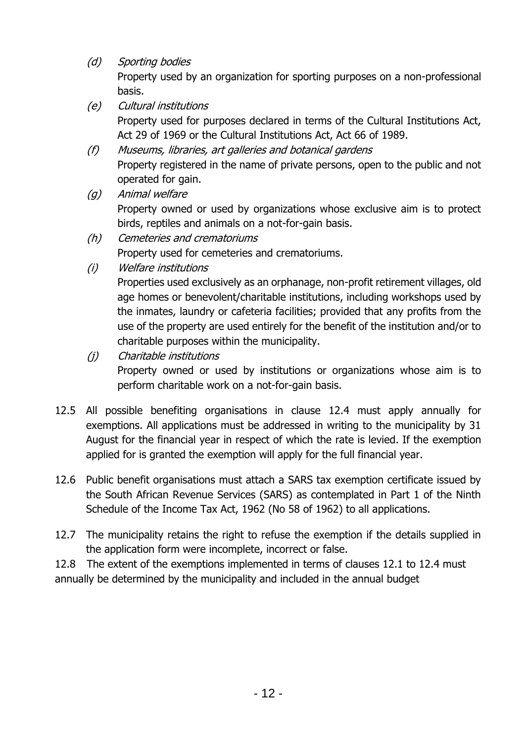(d) *Sporting bodies*
Property used by an organization for sporting purposes on a non-professional basis.

(e) *Cultural institutions*
Property used for purposes declared in terms of the Cultural Institutions Act, Act 29 of 1969 or the Cultural Institutions Act, Act 66 of 1989.

(f) *Museums, libraries, art galleries and botanical gardens*
Property registered in the name of private persons, open to the public and not operated for gain.

(g) *Animal welfare*
Property owned or used by organizations whose exclusive aim is to protect birds, reptiles and animals on a not-for-gain basis.

(h) *Cemeteries and crematoriums*
Property used for cemeteries and crematoriums.

(i) *Welfare institutions*
Properties used exclusively as an orphanage, non-profit retirement villages, old age homes or benevolent/charitable institutions, including workshops used by the inmates, laundry or cafeteria facilities; provided that any profits from the use of the property are used entirely for the benefit of the institution and/or to charitable purposes within the municipality.

(j) *Charitable institutions*
Property owned or used by institutions or organizations whose aim is to perform charitable work on a not-for-gain basis.

12.5 All possible benefiting organisations in clause 12.4 must apply annually for exemptions. All applications must be addressed in writing to the municipality by 31 August for the financial year in respect of which the rate is levied. If the exemption applied for is granted the exemption will apply for the full financial year.

12.6 Public benefit organisations must attach a SARS tax exemption certificate issued by the South African Revenue Services (SARS) as contemplated in Part 1 of the Ninth Schedule of the Income Tax Act, 1962 (No 58 of 1962) to all applications.

12.7 The municipality retains the right to refuse the exemption if the details supplied in the application form were incomplete, incorrect or false.

12.8 The extent of the exemptions implemented in terms of clauses 12.1 to 12.4 must annually be determined by the municipality and included in the annual budget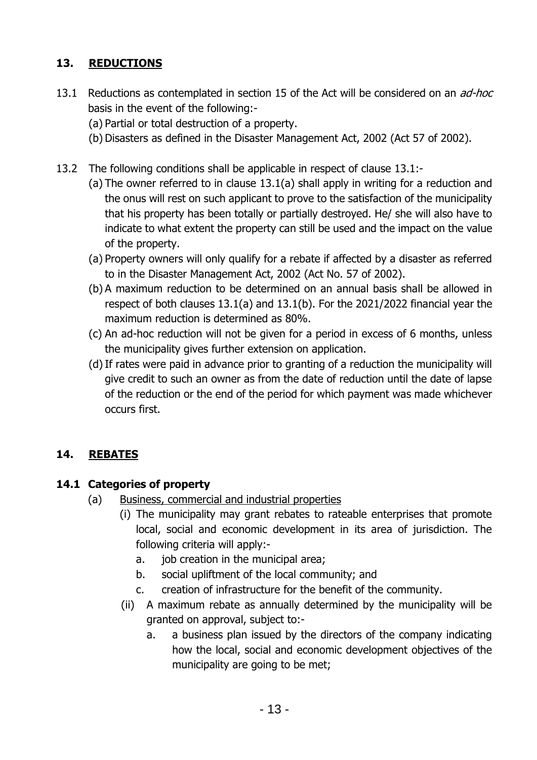## 13. REDUCTIONS

13.1 Reductions as contemplated in section 15 of the Act will be considered on an *ad-hoc* basis in the event of the following:-

(a) Partial or total destruction of a property.

(b) Disasters as defined in the Disaster Management Act, 2002 (Act 57 of 2002).

13.2 The following conditions shall be applicable in respect of clause 13.1:-

(a) The owner referred to in clause 13.1(a) shall apply in writing for a reduction and the onus will rest on such applicant to prove to the satisfaction of the municipality that his property has been totally or partially destroyed. He/ she will also have to indicate to what extent the property can still be used and the impact on the value of the property.

(a) Property owners will only qualify for a rebate if affected by a disaster as referred to in the Disaster Management Act, 2002 (Act No. 57 of 2002).

(b) A maximum reduction to be determined on an annual basis shall be allowed in respect of both clauses 13.1(a) and 13.1(b). For the 2021/2022 financial year the maximum reduction is determined as 80%.

(c) An ad-hoc reduction will not be given for a period in excess of 6 months, unless the municipality gives further extension on application.

(d) If rates were paid in advance prior to granting of a reduction the municipality will give credit to such an owner as from the date of reduction until the date of lapse of the reduction or the end of the period for which payment was made whichever occurs first.

## 14. REBATES

### 14.1 Categories of property

(a) Business, commercial and industrial properties

(i) The municipality may grant rebates to rateable enterprises that promote local, social and economic development in its area of jurisdiction. The following criteria will apply:-

a. job creation in the municipal area;
b. social upliftment of the local community; and
c. creation of infrastructure for the benefit of the community.

(ii) A maximum rebate as annually determined by the municipality will be granted on approval, subject to:-

a. a business plan issued by the directors of the company indicating how the local, social and economic development objectives of the municipality are going to be met;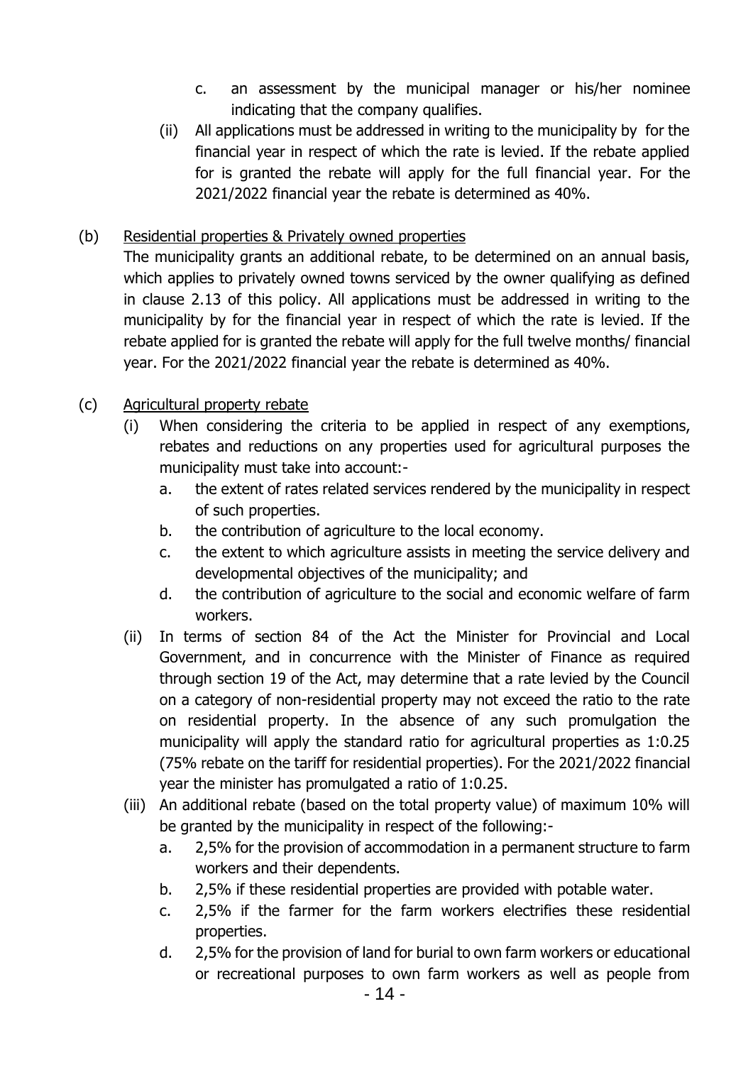c. an assessment by the municipal manager or his/her nominee indicating that the company qualifies.

(ii) All applications must be addressed in writing to the municipality by for the financial year in respect of which the rate is levied. If the rebate applied for is granted the rebate will apply for the full financial year. For the 2021/2022 financial year the rebate is determined as 40%.

(b) <u>Residential properties & Privately owned properties</u>

The municipality grants an additional rebate, to be determined on an annual basis, which applies to privately owned towns serviced by the owner qualifying as defined in clause 2.13 of this policy. All applications must be addressed in writing to the municipality by for the financial year in respect of which the rate is levied. If the rebate applied for is granted the rebate will apply for the full twelve months/ financial year. For the 2021/2022 financial year the rebate is determined as 40%.

(c) <u>Agricultural property rebate</u>

(i) When considering the criteria to be applied in respect of any exemptions, rebates and reductions on any properties used for agricultural purposes the municipality must take into account:-

   a. the extent of rates related services rendered by the municipality in respect of such properties.
   b. the contribution of agriculture to the local economy.
   c. the extent to which agriculture assists in meeting the service delivery and developmental objectives of the municipality; and
   d. the contribution of agriculture to the social and economic welfare of farm workers.

(ii) In terms of section 84 of the Act the Minister for Provincial and Local Government, and in concurrence with the Minister of Finance as required through section 19 of the Act, may determine that a rate levied by the Council on a category of non-residential property may not exceed the ratio to the rate on residential property. In the absence of any such promulgation the municipality will apply the standard ratio for agricultural properties as 1:0.25 (75% rebate on the tariff for residential properties). For the 2021/2022 financial year the minister has promulgated a ratio of 1:0.25.

(iii) An additional rebate (based on the total property value) of maximum 10% will be granted by the municipality in respect of the following:-

   a. 2,5% for the provision of accommodation in a permanent structure to farm workers and their dependents.
   b. 2,5% if these residential properties are provided with potable water.
   c. 2,5% if the farmer for the farm workers electrifies these residential properties.
   d. 2,5% for the provision of land for burial to own farm workers or educational or recreational purposes to own farm workers as well as people from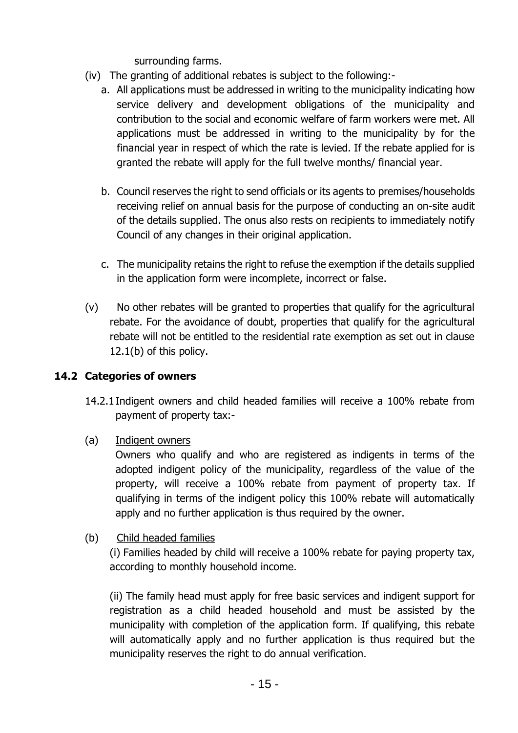surrounding farms.

(iv) The granting of additional rebates is subject to the following:-

   a. All applications must be addressed in writing to the municipality indicating how service delivery and development obligations of the municipality and contribution to the social and economic welfare of farm workers were met. All applications must be addressed in writing to the municipality by for the financial year in respect of which the rate is levied. If the rebate applied for is granted the rebate will apply for the full twelve months/ financial year.

   b. Council reserves the right to send officials or its agents to premises/households receiving relief on annual basis for the purpose of conducting an on-site audit of the details supplied. The onus also rests on recipients to immediately notify Council of any changes in their original application.

   c. The municipality retains the right to refuse the exemption if the details supplied in the application form were incomplete, incorrect or false.

(v) No other rebates will be granted to properties that qualify for the agricultural rebate. For the avoidance of doubt, properties that qualify for the agricultural rebate will not be entitled to the residential rate exemption as set out in clause 12.1(b) of this policy.

## 14.2 Categories of owners

14.2.1 Indigent owners and child headed families will receive a 100% rebate from payment of property tax:-

(a) Indigent owners

Owners who qualify and who are registered as indigents in terms of the adopted indigent policy of the municipality, regardless of the value of the property, will receive a 100% rebate from payment of property tax. If qualifying in terms of the indigent policy this 100% rebate will automatically apply and no further application is thus required by the owner.

(b) Child headed families

(i) Families headed by child will receive a 100% rebate for paying property tax, according to monthly household income.

(ii) The family head must apply for free basic services and indigent support for registration as a child headed household and must be assisted by the municipality with completion of the application form. If qualifying, this rebate will automatically apply and no further application is thus required but the municipality reserves the right to do annual verification.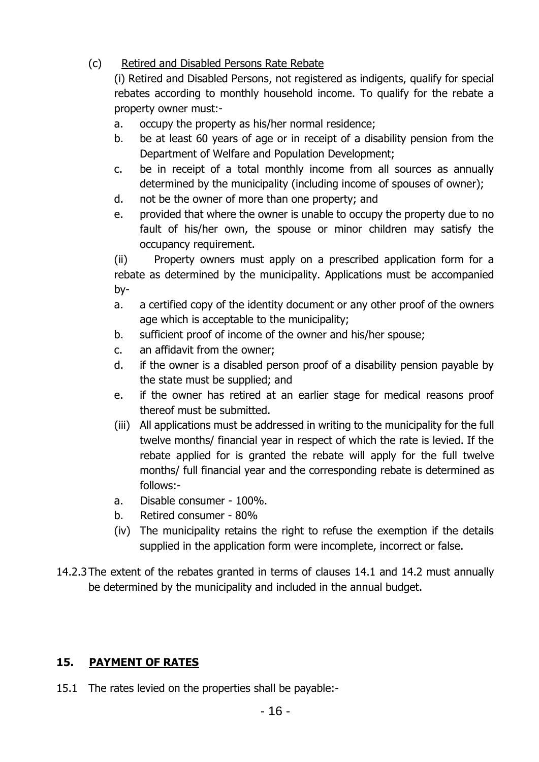(c) Retired and Disabled Persons Rate Rebate

(i) Retired and Disabled Persons, not registered as indigents, qualify for special rebates according to monthly household income. To qualify for the rebate a property owner must:-

a. occupy the property as his/her normal residence;
b. be at least 60 years of age or in receipt of a disability pension from the Department of Welfare and Population Development;
c. be in receipt of a total monthly income from all sources as annually determined by the municipality (including income of spouses of owner);
d. not be the owner of more than one property; and
e. provided that where the owner is unable to occupy the property due to no fault of his/her own, the spouse or minor children may satisfy the occupancy requirement.

(ii) Property owners must apply on a prescribed application form for a rebate as determined by the municipality. Applications must be accompanied by-

a. a certified copy of the identity document or any other proof of the owners age which is acceptable to the municipality;
b. sufficient proof of income of the owner and his/her spouse;
c. an affidavit from the owner;
d. if the owner is a disabled person proof of a disability pension payable by the state must be supplied; and
e. if the owner has retired at an earlier stage for medical reasons proof thereof must be submitted.

(iii) All applications must be addressed in writing to the municipality for the full twelve months/ financial year in respect of which the rate is levied. If the rebate applied for is granted the rebate will apply for the full twelve months/ full financial year and the corresponding rebate is determined as follows:-

a. Disable consumer - 100%.
b. Retired consumer - 80%

(iv) The municipality retains the right to refuse the exemption if the details supplied in the application form were incomplete, incorrect or false.

14.2.3 The extent of the rebates granted in terms of clauses 14.1 and 14.2 must annually be determined by the municipality and included in the annual budget.

## 15. PAYMENT OF RATES

15.1 The rates levied on the properties shall be payable:-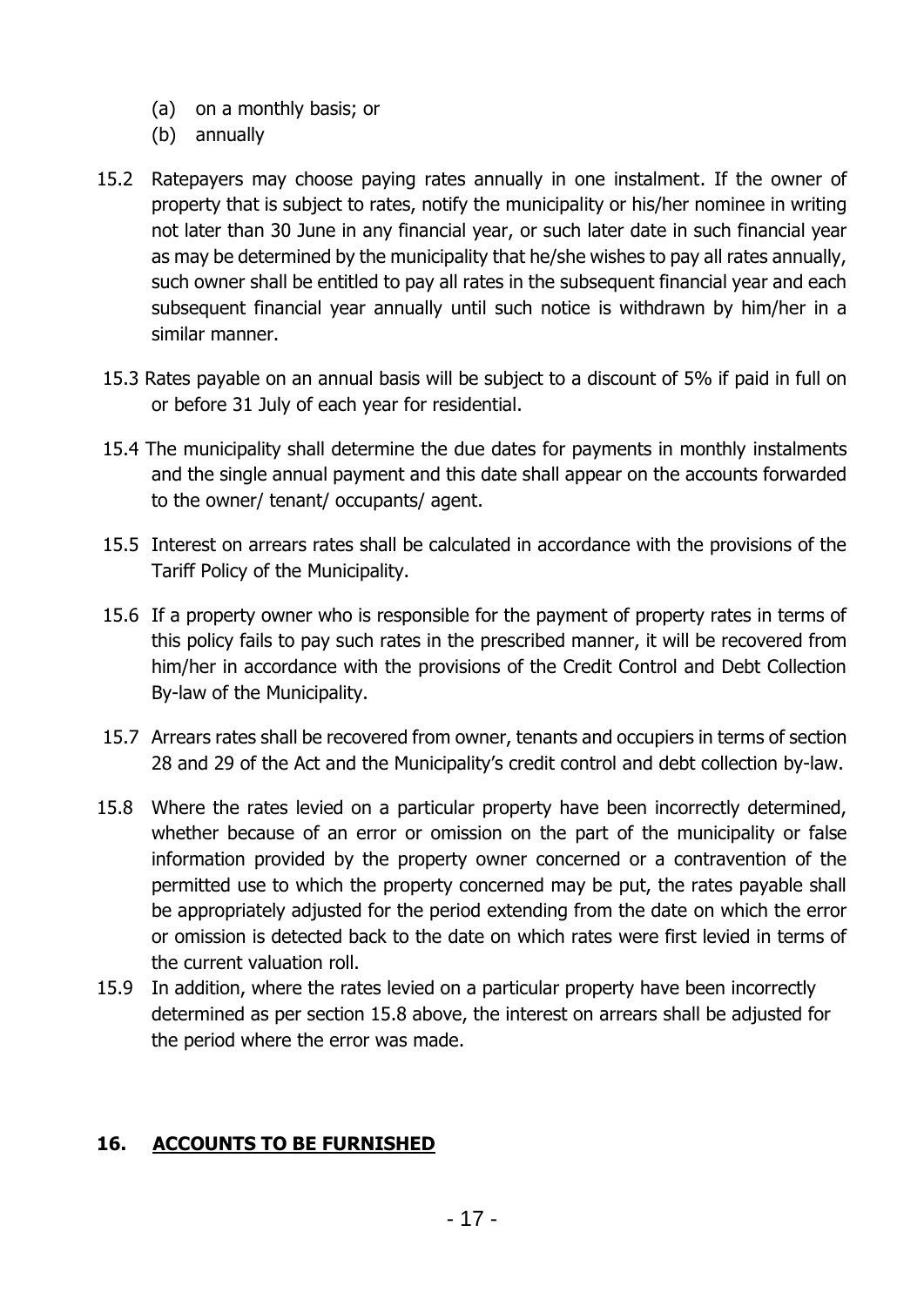(a) on a monthly basis; or
(b) annually

15.2 Ratepayers may choose paying rates annually in one instalment. If the owner of property that is subject to rates, notify the municipality or his/her nominee in writing not later than 30 June in any financial year, or such later date in such financial year as may be determined by the municipality that he/she wishes to pay all rates annually, such owner shall be entitled to pay all rates in the subsequent financial year and each subsequent financial year annually until such notice is withdrawn by him/her in a similar manner.

15.3 Rates payable on an annual basis will be subject to a discount of 5% if paid in full on or before 31 July of each year for residential.

15.4 The municipality shall determine the due dates for payments in monthly instalments and the single annual payment and this date shall appear on the accounts forwarded to the owner/ tenant/ occupants/ agent.

15.5 Interest on arrears rates shall be calculated in accordance with the provisions of the Tariff Policy of the Municipality.

15.6 If a property owner who is responsible for the payment of property rates in terms of this policy fails to pay such rates in the prescribed manner, it will be recovered from him/her in accordance with the provisions of the Credit Control and Debt Collection By-law of the Municipality.

15.7 Arrears rates shall be recovered from owner, tenants and occupiers in terms of section 28 and 29 of the Act and the Municipality's credit control and debt collection by-law.

15.8 Where the rates levied on a particular property have been incorrectly determined, whether because of an error or omission on the part of the municipality or false information provided by the property owner concerned or a contravention of the permitted use to which the property concerned may be put, the rates payable shall be appropriately adjusted for the period extending from the date on which the error or omission is detected back to the date on which rates were first levied in terms of the current valuation roll.

15.9 In addition, where the rates levied on a particular property have been incorrectly determined as per section 15.8 above, the interest on arrears shall be adjusted for the period where the error was made.

## 16. ACCOUNTS TO BE FURNISHED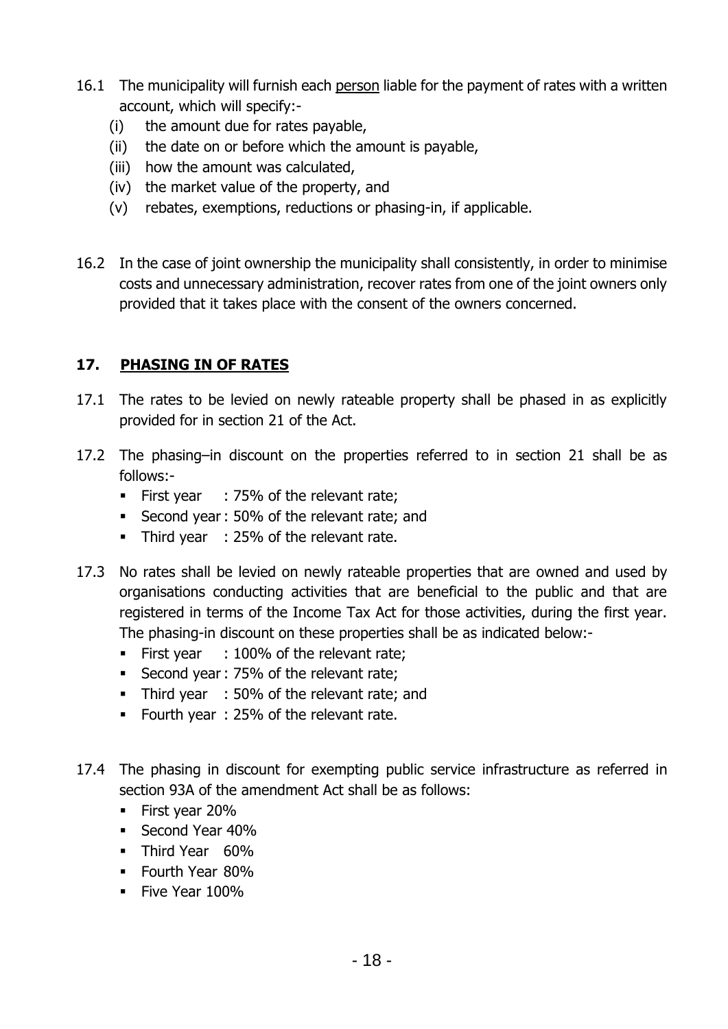16.1 The municipality will furnish each person liable for the payment of rates with a written account, which will specify:-

   (i) the amount due for rates payable,
   (ii) the date on or before which the amount is payable,
   (iii) how the amount was calculated,
   (iv) the market value of the property, and
   (v) rebates, exemptions, reductions or phasing-in, if applicable.

16.2 In the case of joint ownership the municipality shall consistently, in order to minimise costs and unnecessary administration, recover rates from one of the joint owners only provided that it takes place with the consent of the owners concerned.

## 17. PHASING IN OF RATES

17.1 The rates to be levied on newly rateable property shall be phased in as explicitly provided for in section 21 of the Act.

17.2 The phasing–in discount on the properties referred to in section 21 shall be as follows:-

- First year : 75% of the relevant rate;
- Second year : 50% of the relevant rate; and
- Third year : 25% of the relevant rate.

17.3 No rates shall be levied on newly rateable properties that are owned and used by organisations conducting activities that are beneficial to the public and that are registered in terms of the Income Tax Act for those activities, during the first year. The phasing-in discount on these properties shall be as indicated below:-

- First year : 100% of the relevant rate;
- Second year : 75% of the relevant rate;
- Third year : 50% of the relevant rate; and
- Fourth year : 25% of the relevant rate.

17.4 The phasing in discount for exempting public service infrastructure as referred in section 93A of the amendment Act shall be as follows:

- First year 20%
- Second Year 40%
- Third Year 60%
- Fourth Year 80%
- Five Year 100%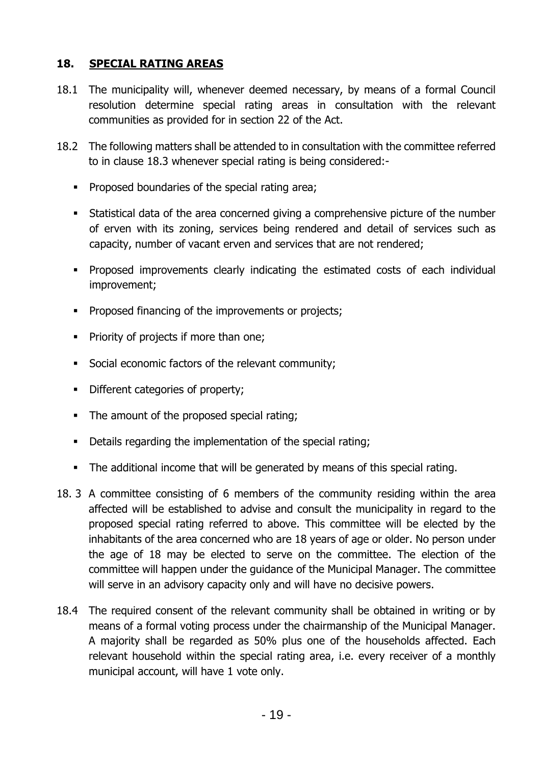## 18. SPECIAL RATING AREAS

18.1 The municipality will, whenever deemed necessary, by means of a formal Council resolution determine special rating areas in consultation with the relevant communities as provided for in section 22 of the Act.

18.2 The following matters shall be attended to in consultation with the committee referred to in clause 18.3 whenever special rating is being considered:-

- Proposed boundaries of the special rating area;
- Statistical data of the area concerned giving a comprehensive picture of the number of erven with its zoning, services being rendered and detail of services such as capacity, number of vacant erven and services that are not rendered;
- Proposed improvements clearly indicating the estimated costs of each individual improvement;
- Proposed financing of the improvements or projects;
- Priority of projects if more than one;
- Social economic factors of the relevant community;
- Different categories of property;
- The amount of the proposed special rating;
- Details regarding the implementation of the special rating;
- The additional income that will be generated by means of this special rating.

18. 3 A committee consisting of 6 members of the community residing within the area affected will be established to advise and consult the municipality in regard to the proposed special rating referred to above. This committee will be elected by the inhabitants of the area concerned who are 18 years of age or older. No person under the age of 18 may be elected to serve on the committee. The election of the committee will happen under the guidance of the Municipal Manager. The committee will serve in an advisory capacity only and will have no decisive powers.

18.4 The required consent of the relevant community shall be obtained in writing or by means of a formal voting process under the chairmanship of the Municipal Manager. A majority shall be regarded as 50% plus one of the households affected. Each relevant household within the special rating area, i.e. every receiver of a monthly municipal account, will have 1 vote only.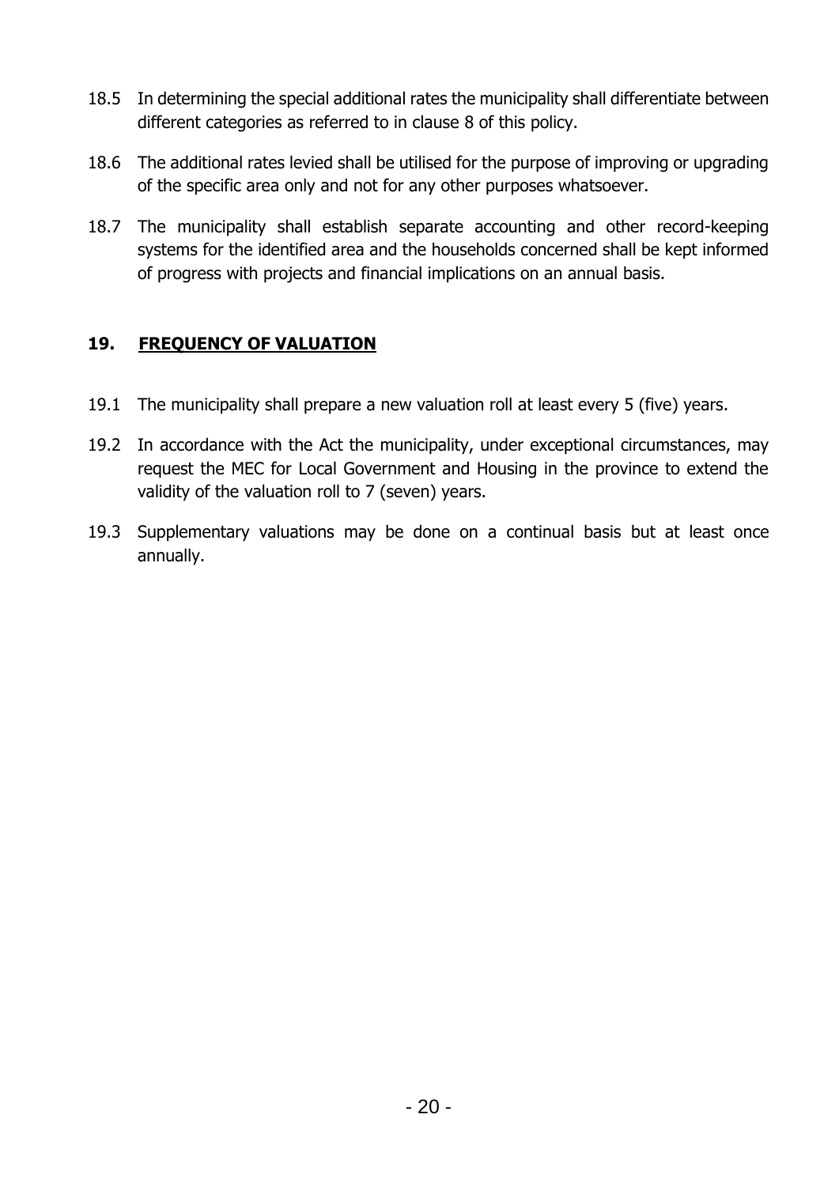18.5 In determining the special additional rates the municipality shall differentiate between different categories as referred to in clause 8 of this policy.

18.6 The additional rates levied shall be utilised for the purpose of improving or upgrading of the specific area only and not for any other purposes whatsoever.

18.7 The municipality shall establish separate accounting and other record-keeping systems for the identified area and the households concerned shall be kept informed of progress with projects and financial implications on an annual basis.

## 19. FREQUENCY OF VALUATION

19.1 The municipality shall prepare a new valuation roll at least every 5 (five) years.

19.2 In accordance with the Act the municipality, under exceptional circumstances, may request the MEC for Local Government and Housing in the province to extend the validity of the valuation roll to 7 (seven) years.

19.3 Supplementary valuations may be done on a continual basis but at least once annually.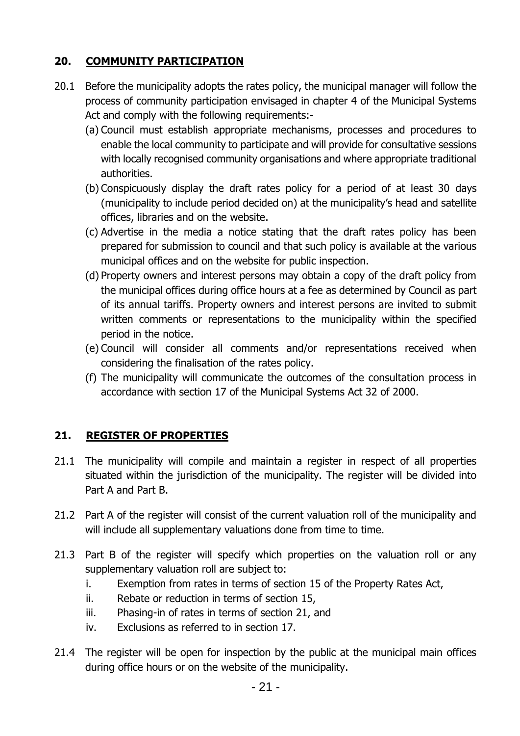## 20. COMMUNITY PARTICIPATION

20.1 Before the municipality adopts the rates policy, the municipal manager will follow the process of community participation envisaged in chapter 4 of the Municipal Systems Act and comply with the following requirements:-

(a) Council must establish appropriate mechanisms, processes and procedures to enable the local community to participate and will provide for consultative sessions with locally recognised community organisations and where appropriate traditional authorities.

(b) Conspicuously display the draft rates policy for a period of at least 30 days (municipality to include period decided on) at the municipality's head and satellite offices, libraries and on the website.

(c) Advertise in the media a notice stating that the draft rates policy has been prepared for submission to council and that such policy is available at the various municipal offices and on the website for public inspection.

(d) Property owners and interest persons may obtain a copy of the draft policy from the municipal offices during office hours at a fee as determined by Council as part of its annual tariffs. Property owners and interest persons are invited to submit written comments or representations to the municipality within the specified period in the notice.

(e) Council will consider all comments and/or representations received when considering the finalisation of the rates policy.

(f) The municipality will communicate the outcomes of the consultation process in accordance with section 17 of the Municipal Systems Act 32 of 2000.

## 21. REGISTER OF PROPERTIES

21.1 The municipality will compile and maintain a register in respect of all properties situated within the jurisdiction of the municipality. The register will be divided into Part A and Part B.

21.2 Part A of the register will consist of the current valuation roll of the municipality and will include all supplementary valuations done from time to time.

21.3 Part B of the register will specify which properties on the valuation roll or any supplementary valuation roll are subject to:

i. Exemption from rates in terms of section 15 of the Property Rates Act,
ii. Rebate or reduction in terms of section 15,
iii. Phasing-in of rates in terms of section 21, and
iv. Exclusions as referred to in section 17.

21.4 The register will be open for inspection by the public at the municipal main offices during office hours or on the website of the municipality.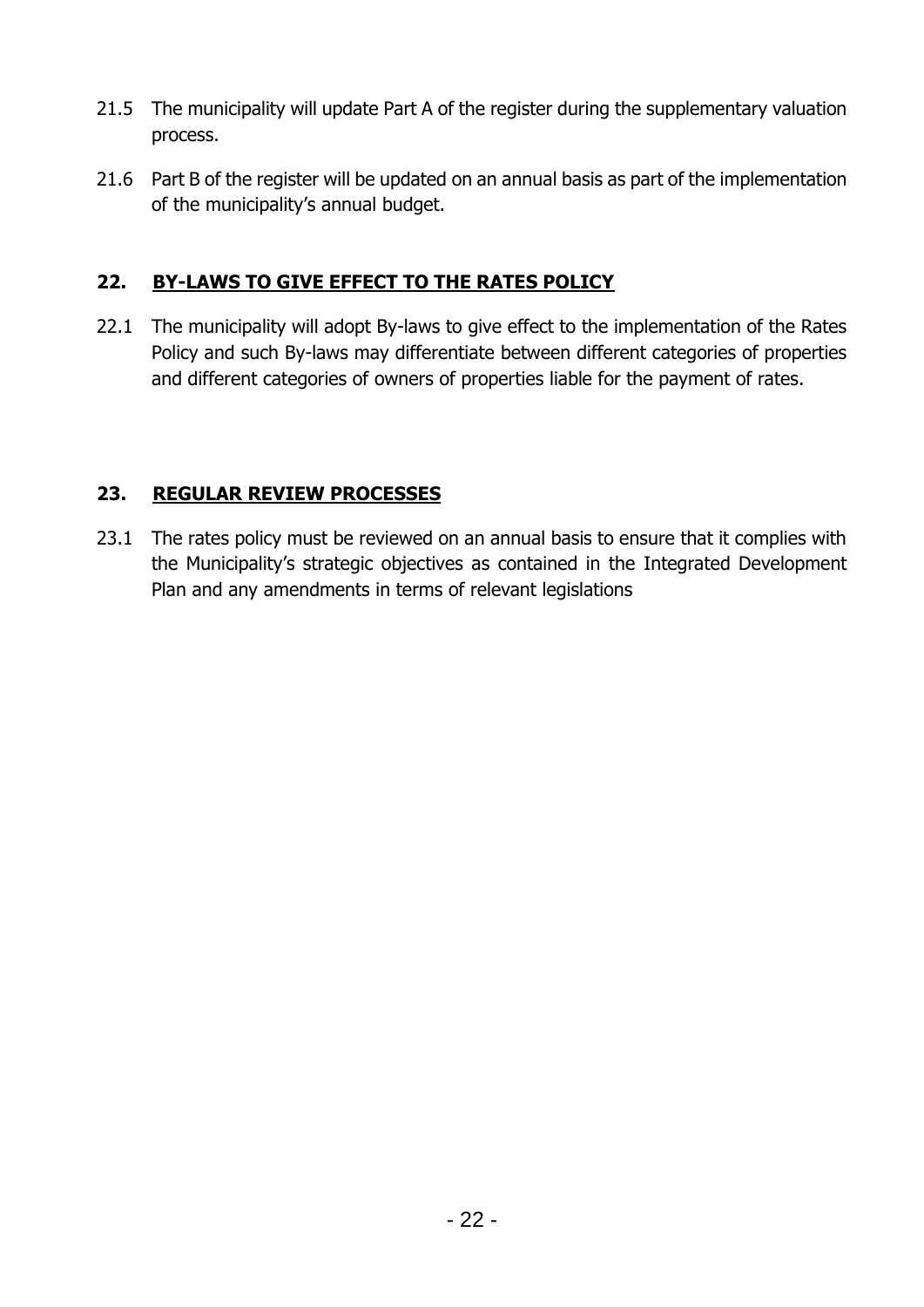21.5 The municipality will update Part A of the register during the supplementary valuation process.

21.6 Part B of the register will be updated on an annual basis as part of the implementation of the municipality's annual budget.

## 22. BY-LAWS TO GIVE EFFECT TO THE RATES POLICY

22.1 The municipality will adopt By-laws to give effect to the implementation of the Rates Policy and such By-laws may differentiate between different categories of properties and different categories of owners of properties liable for the payment of rates.

## 23. REGULAR REVIEW PROCESSES

23.1 The rates policy must be reviewed on an annual basis to ensure that it complies with the Municipality's strategic objectives as contained in the Integrated Development Plan and any amendments in terms of relevant legislations